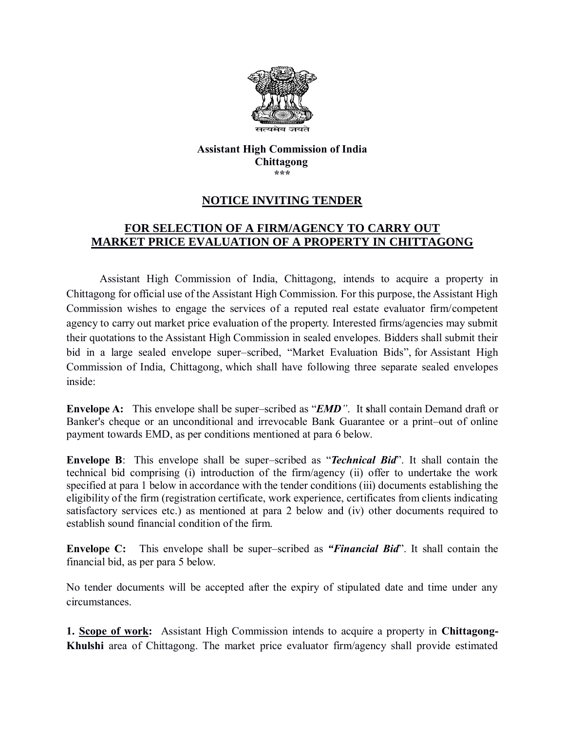सत्यमेव जयते

**Assistant High Commission of India**
**Chittagong**
**\*\*\***

## NOTICE INVITING TENDER

## FOR SELECTION OF A FIRM/AGENCY TO CARRY OUT MARKET PRICE EVALUATION OF A PROPERTY IN CHITTAGONG

Assistant High Commission of India, Chittagong, intends to acquire a property in Chittagong for official use of the Assistant High Commission. For this purpose, the Assistant High Commission wishes to engage the services of a reputed real estate evaluator firm/competent agency to carry out market price evaluation of the property. Interested firms/agencies may submit their quotations to the Assistant High Commission in sealed envelopes. Bidders shall submit their bid in a large sealed envelope super–scribed, "Market Evaluation Bids", for Assistant High Commission of India, Chittagong, which shall have following three separate sealed envelopes inside:

**Envelope A:** This envelope shall be super–scribed as "***EMD***". It shall contain Demand draft or Banker's cheque or an unconditional and irrevocable Bank Guarantee or a print–out of online payment towards EMD, as per conditions mentioned at para 6 below.

**Envelope B**: This envelope shall be super–scribed as "***Technical Bid***". It shall contain the technical bid comprising (i) introduction of the firm/agency (ii) offer to undertake the work specified at para 1 below in accordance with the tender conditions (iii) documents establishing the eligibility of the firm (registration certificate, work experience, certificates from clients indicating satisfactory services etc.) as mentioned at para 2 below and (iv) other documents required to establish sound financial condition of the firm.

**Envelope C:** This envelope shall be super–scribed as ***"Financial Bid***". It shall contain the financial bid, as per para 5 below.

No tender documents will be accepted after the expiry of stipulated date and time under any circumstances.

**1. Scope of work:** Assistant High Commission intends to acquire a property in **Chittagong-Khulshi** area of Chittagong. The market price evaluator firm/agency shall provide estimated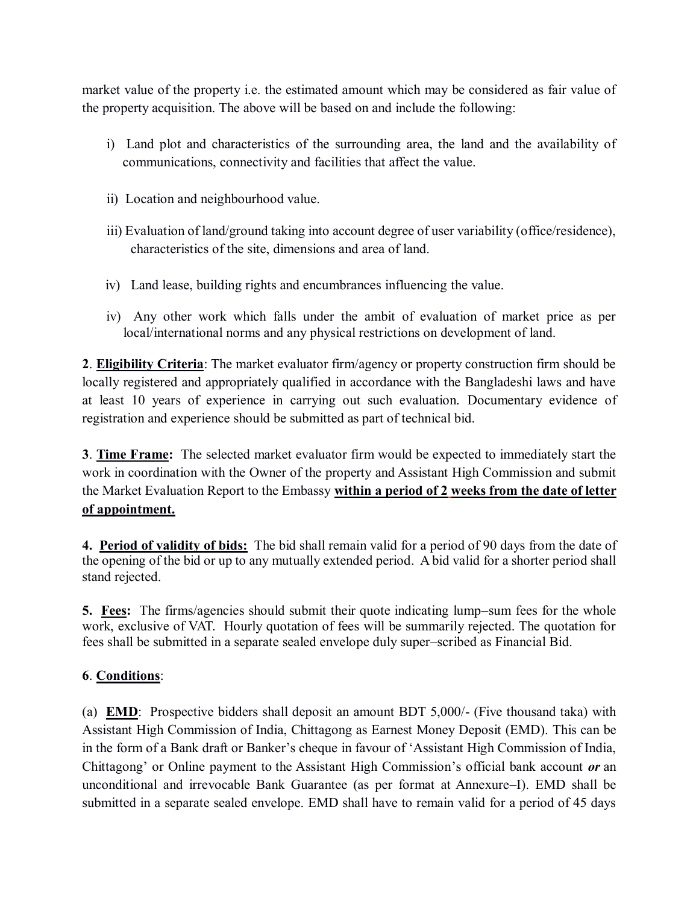market value of the property i.e. the estimated amount which may be considered as fair value of the property acquisition. The above will be based on and include the following:

i) Land plot and characteristics of the surrounding area, the land and the availability of communications, connectivity and facilities that affect the value.

ii) Location and neighbourhood value.

iii) Evaluation of land/ground taking into account degree of user variability (office/residence), characteristics of the site, dimensions and area of land.

iv) Land lease, building rights and encumbrances influencing the value.

iv) Any other work which falls under the ambit of evaluation of market price as per local/international norms and any physical restrictions on development of land.

**2**. **Eligibility Criteria**: The market evaluator firm/agency or property construction firm should be locally registered and appropriately qualified in accordance with the Bangladeshi laws and have at least 10 years of experience in carrying out such evaluation. Documentary evidence of registration and experience should be submitted as part of technical bid.

**3**. **Time Frame:** The selected market evaluator firm would be expected to immediately start the work in coordination with the Owner of the property and Assistant High Commission and submit the Market Evaluation Report to the Embassy **within a period of 2 weeks from the date of letter of appointment.**

**4. Period of validity of bids:** The bid shall remain valid for a period of 90 days from the date of the opening of the bid or up to any mutually extended period. A bid valid for a shorter period shall stand rejected.

**5. Fees:** The firms/agencies should submit their quote indicating lump–sum fees for the whole work, exclusive of VAT. Hourly quotation of fees will be summarily rejected. The quotation for fees shall be submitted in a separate sealed envelope duly super–scribed as Financial Bid.

**6**. **Conditions**:

(a) **EMD**: Prospective bidders shall deposit an amount BDT 5,000/- (Five thousand taka) with Assistant High Commission of India, Chittagong as Earnest Money Deposit (EMD). This can be in the form of a Bank draft or Banker's cheque in favour of 'Assistant High Commission of India, Chittagong' or Online payment to the Assistant High Commission's official bank account ***or*** an unconditional and irrevocable Bank Guarantee (as per format at Annexure–I). EMD shall be submitted in a separate sealed envelope. EMD shall have to remain valid for a period of 45 days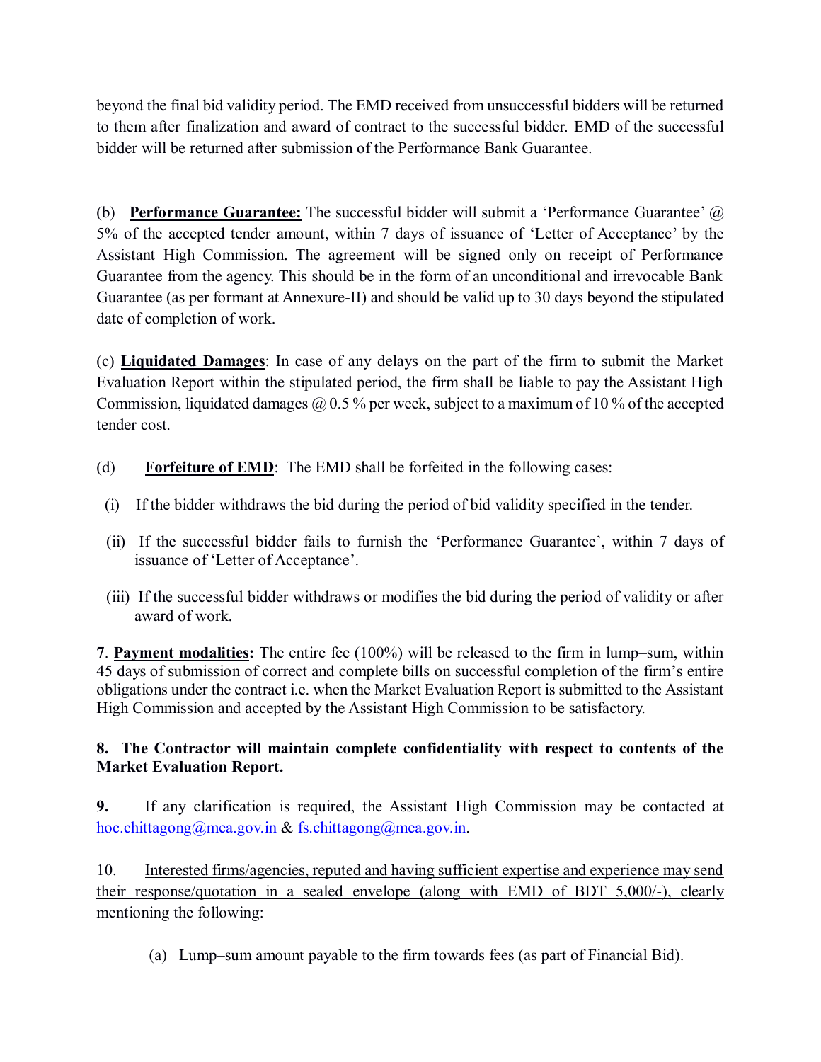beyond the final bid validity period. The EMD received from unsuccessful bidders will be returned to them after finalization and award of contract to the successful bidder. EMD of the successful bidder will be returned after submission of the Performance Bank Guarantee.

(b) **Performance Guarantee:** The successful bidder will submit a 'Performance Guarantee' @ 5% of the accepted tender amount, within 7 days of issuance of 'Letter of Acceptance' by the Assistant High Commission. The agreement will be signed only on receipt of Performance Guarantee from the agency. This should be in the form of an unconditional and irrevocable Bank Guarantee (as per formant at Annexure-II) and should be valid up to 30 days beyond the stipulated date of completion of work.

(c) **Liquidated Damages**: In case of any delays on the part of the firm to submit the Market Evaluation Report within the stipulated period, the firm shall be liable to pay the Assistant High Commission, liquidated damages @ 0.5 % per week, subject to a maximum of 10 % of the accepted tender cost.

(d) **Forfeiture of EMD**: The EMD shall be forfeited in the following cases:

(i) If the bidder withdraws the bid during the period of bid validity specified in the tender.

(ii) If the successful bidder fails to furnish the 'Performance Guarantee', within 7 days of issuance of 'Letter of Acceptance'.

(iii) If the successful bidder withdraws or modifies the bid during the period of validity or after award of work.

**7**. **Payment modalities:** The entire fee (100%) will be released to the firm in lump–sum, within 45 days of submission of correct and complete bills on successful completion of the firm's entire obligations under the contract i.e. when the Market Evaluation Report is submitted to the Assistant High Commission and accepted by the Assistant High Commission to be satisfactory.

**8. The Contractor will maintain complete confidentiality with respect to contents of the Market Evaluation Report.**

**9.** If any clarification is required, the Assistant High Commission may be contacted at hoc.chittagong@mea.gov.in & fs.chittagong@mea.gov.in.

10. Interested firms/agencies, reputed and having sufficient expertise and experience may send their response/quotation in a sealed envelope (along with EMD of BDT 5,000/-), clearly mentioning the following:

(a) Lump–sum amount payable to the firm towards fees (as part of Financial Bid).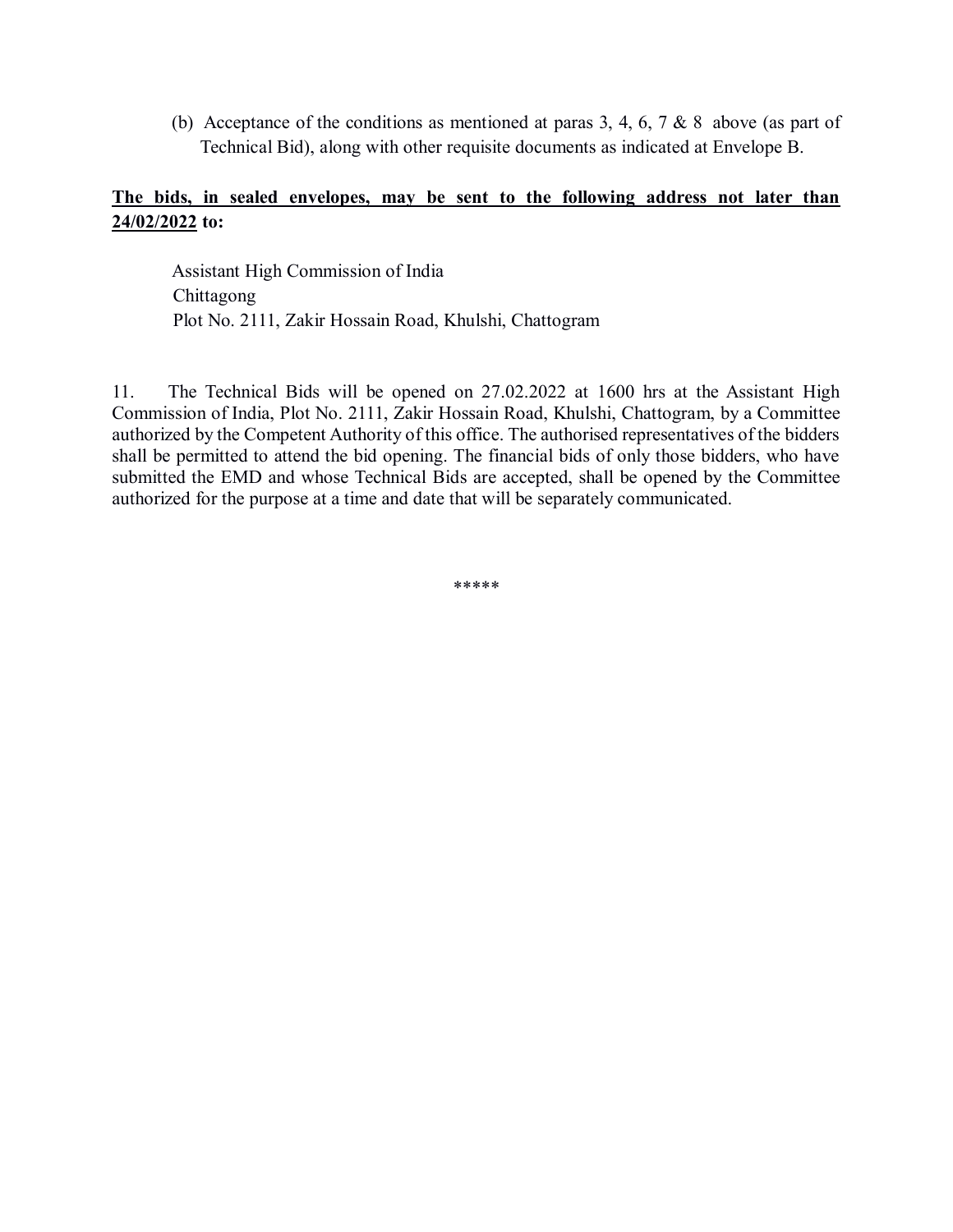(b) Acceptance of the conditions as mentioned at paras 3, 4, 6, 7 & 8 above (as part of Technical Bid), along with other requisite documents as indicated at Envelope B.

**<u>The bids, in sealed envelopes, may be sent to the following address not later than 24/02/2022</u> to:**

Assistant High Commission of India  
Chittagong  
Plot No. 2111, Zakir Hossain Road, Khulshi, Chattogram

11. The Technical Bids will be opened on 27.02.2022 at 1600 hrs at the Assistant High Commission of India, Plot No. 2111, Zakir Hossain Road, Khulshi, Chattogram, by a Committee authorized by the Competent Authority of this office. The authorised representatives of the bidders shall be permitted to attend the bid opening. The financial bids of only those bidders, who have submitted the EMD and whose Technical Bids are accepted, shall be opened by the Committee authorized for the purpose at a time and date that will be separately communicated.

*****